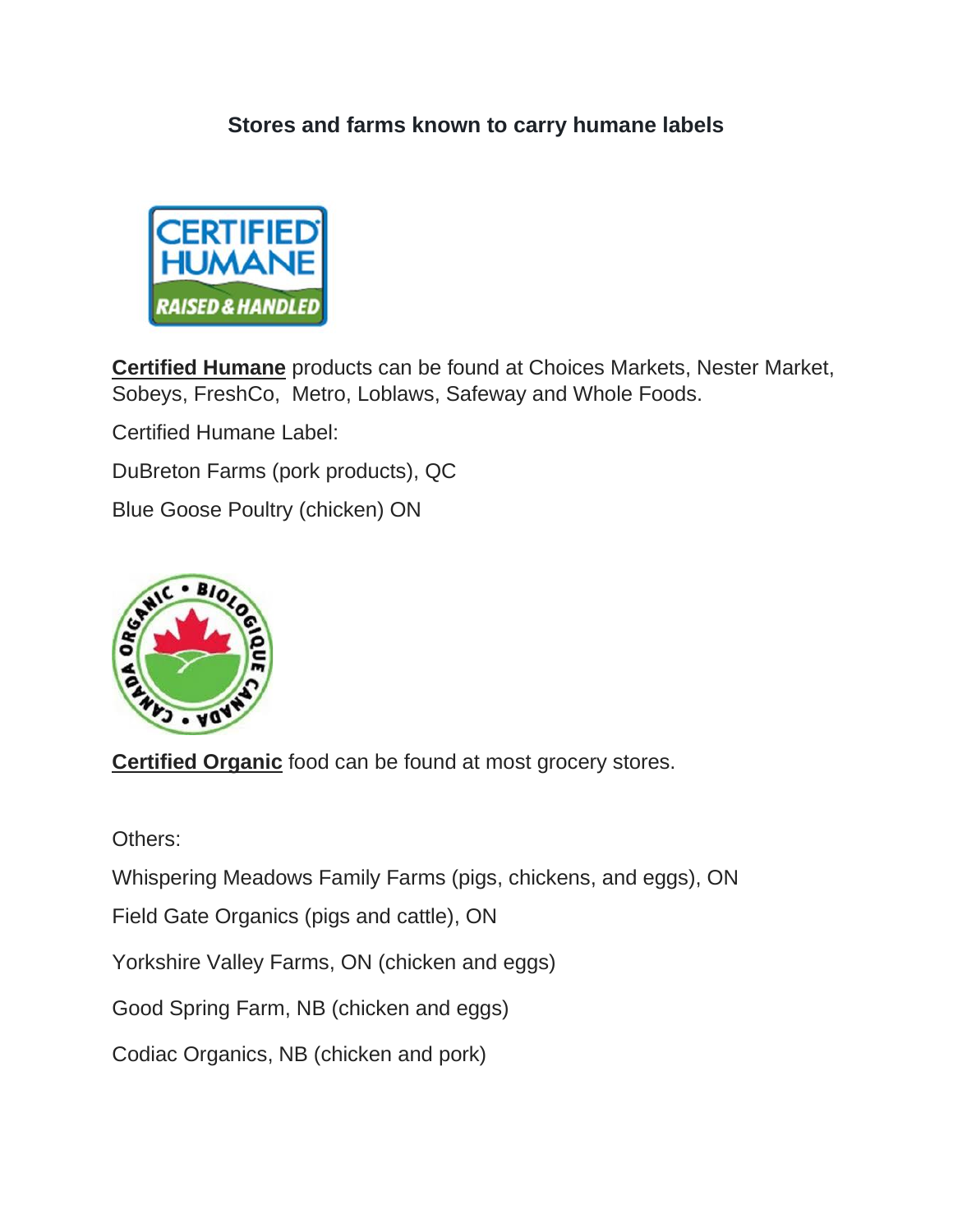# Stores and farms known to carry humane labels

**Certified Humane** products can be found at Choices Markets, Nester Market, Sobeys, FreshCo, Metro, Loblaws, Safeway and Whole Foods.

Certified Humane Label:

DuBreton Farms (pork products), QC

Blue Goose Poultry (chicken) ON

**Certified Organic** food can be found at most grocery stores.

Others:

Whispering Meadows Family Farms (pigs, chickens, and eggs), ON

Field Gate Organics (pigs and cattle), ON

Yorkshire Valley Farms, ON (chicken and eggs)

Good Spring Farm, NB (chicken and eggs)

Codiac Organics, NB (chicken and pork)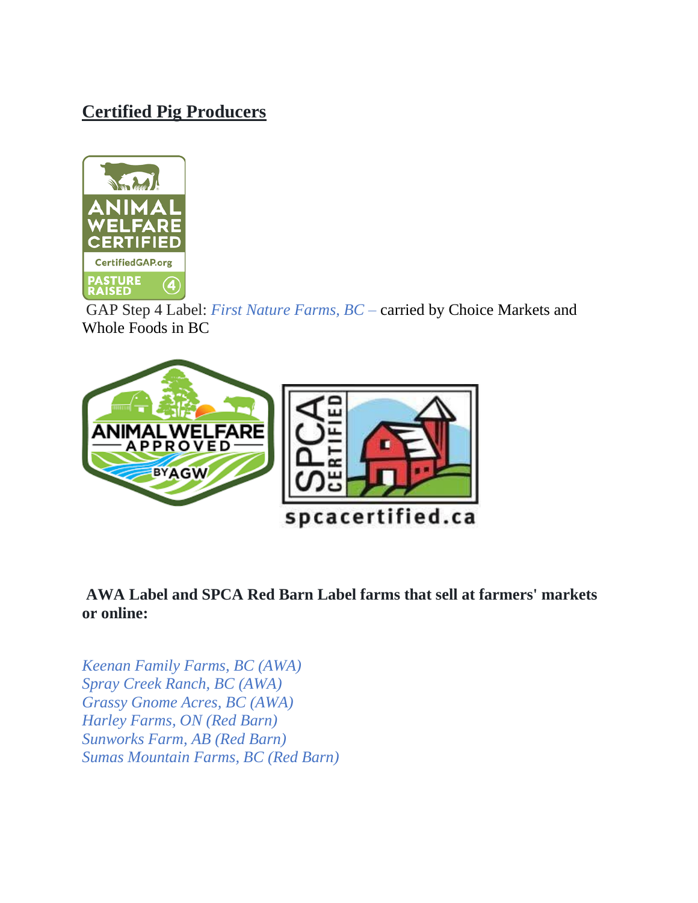## Certified Pig Producers

GAP Step 4 Label: *First Nature Farms, BC –* carried by Choice Markets and Whole Foods in BC

**AWA Label and SPCA Red Barn Label farms that sell at farmers' markets or online:**

*Keenan Family Farms, BC (AWA)*
*Spray Creek Ranch, BC (AWA)*
*Grassy Gnome Acres, BC (AWA)*
*Harley Farms, ON (Red Barn)*
*Sunworks Farm, AB (Red Barn)*
*Sumas Mountain Farms, BC (Red Barn)*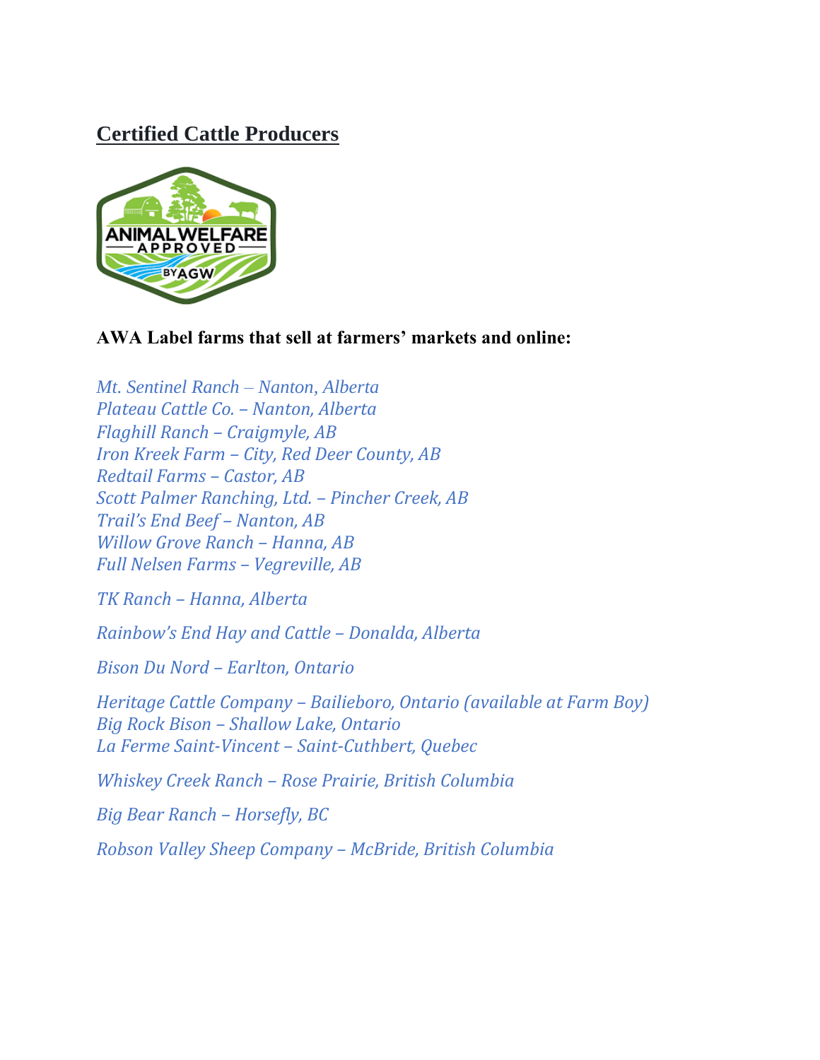## Certified Cattle Producers

**AWA Label farms that sell at farmers' markets and online:**

*Mt. Sentinel Ranch – Nanton, Alberta*
*Plateau Cattle Co. – Nanton, Alberta*
*Flaghill Ranch – Craigmyle, AB*
*Iron Kreek Farm – City, Red Deer County, AB*
*Redtail Farms – Castor, AB*
*Scott Palmer Ranching, Ltd. – Pincher Creek, AB*
*Trail's End Beef – Nanton, AB*
*Willow Grove Ranch – Hanna, AB*
*Full Nelsen Farms – Vegreville, AB*

*TK Ranch – Hanna, Alberta*

*Rainbow's End Hay and Cattle – Donalda, Alberta*

*Bison Du Nord – Earlton, Ontario*

*Heritage Cattle Company – Bailieboro, Ontario (available at Farm Boy)*
*Big Rock Bison – Shallow Lake, Ontario*
*La Ferme Saint-Vincent – Saint-Cuthbert, Quebec*

*Whiskey Creek Ranch – Rose Prairie, British Columbia*

*Big Bear Ranch – Horsefly, BC*

*Robson Valley Sheep Company – McBride, British Columbia*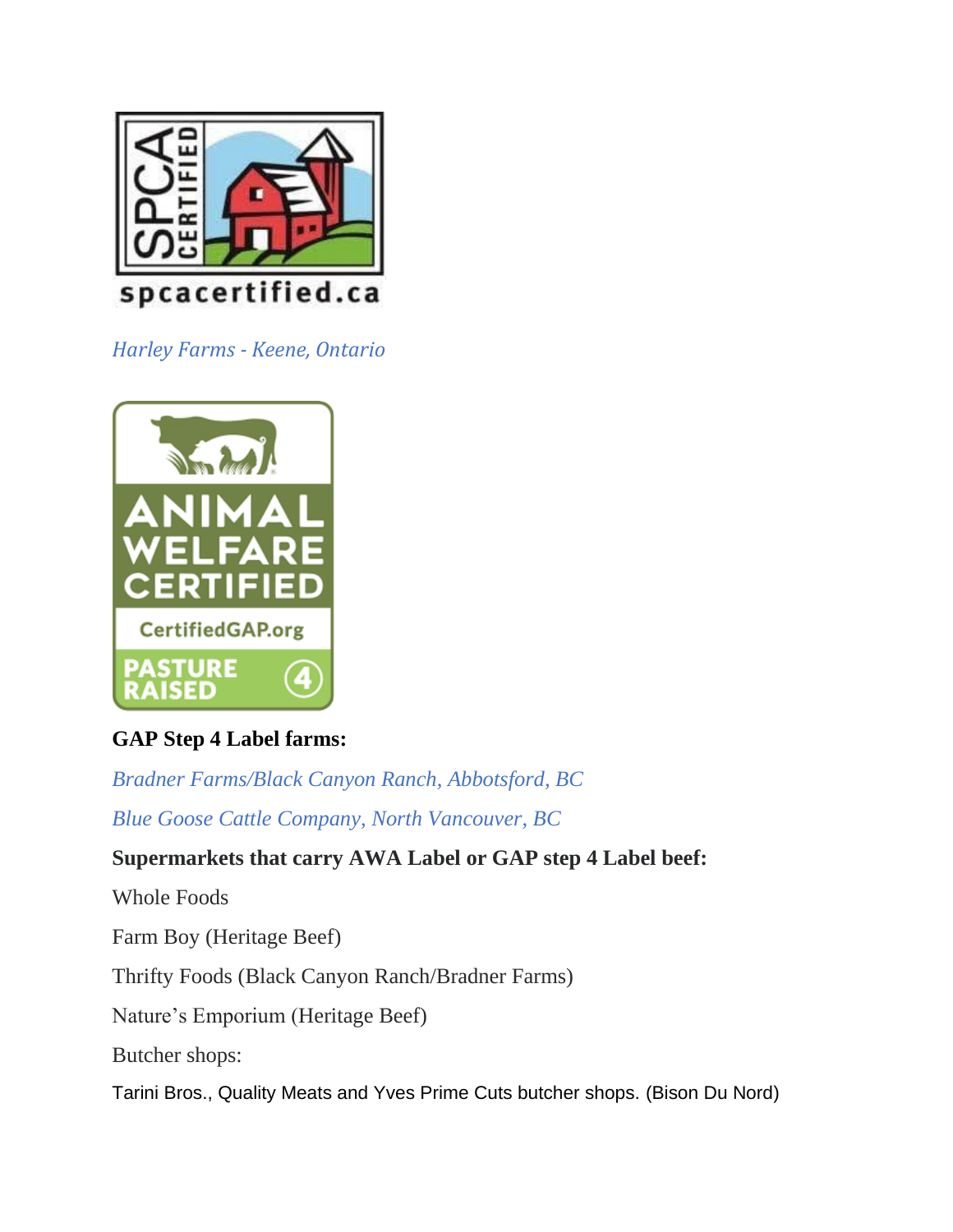*Harley Farms - Keene, Ontario*

**GAP Step 4 Label farms:**

*Bradner Farms/Black Canyon Ranch, Abbotsford, BC*

*Blue Goose Cattle Company, North Vancouver, BC*

**Supermarkets that carry AWA Label or GAP step 4 Label beef:**

Whole Foods

Farm Boy (Heritage Beef)

Thrifty Foods (Black Canyon Ranch/Bradner Farms)

Nature's Emporium (Heritage Beef)

Butcher shops:

Tarini Bros., Quality Meats and Yves Prime Cuts butcher shops. (Bison Du Nord)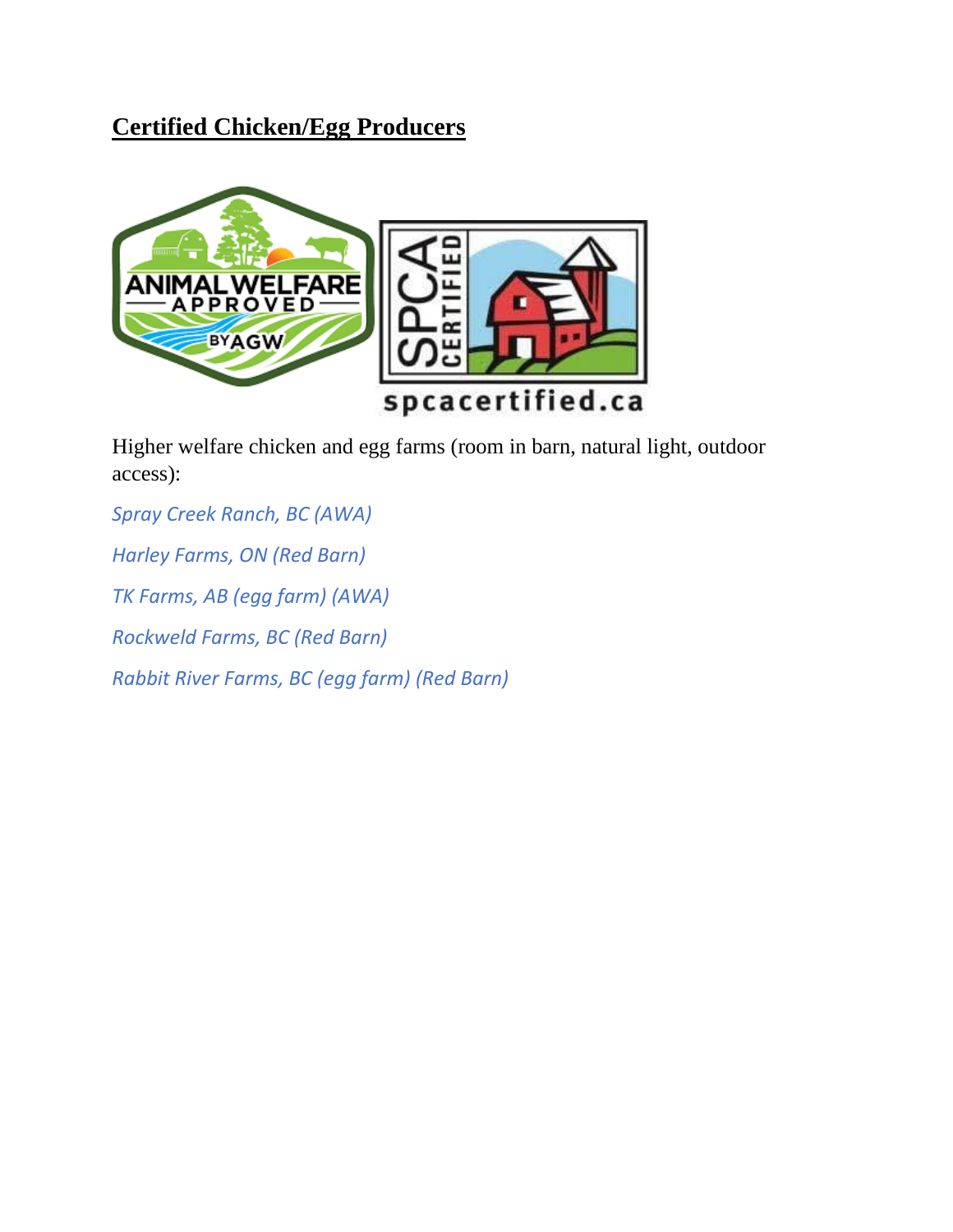## **Certified Chicken/Egg Producers**

Higher welfare chicken and egg farms (room in barn, natural light, outdoor access):

*Spray Creek Ranch, BC (AWA)*

*Harley Farms, ON (Red Barn)*

*TK Farms, AB (egg farm) (AWA)*

*Rockweld Farms, BC (Red Barn)*

*Rabbit River Farms, BC (egg farm) (Red Barn)*